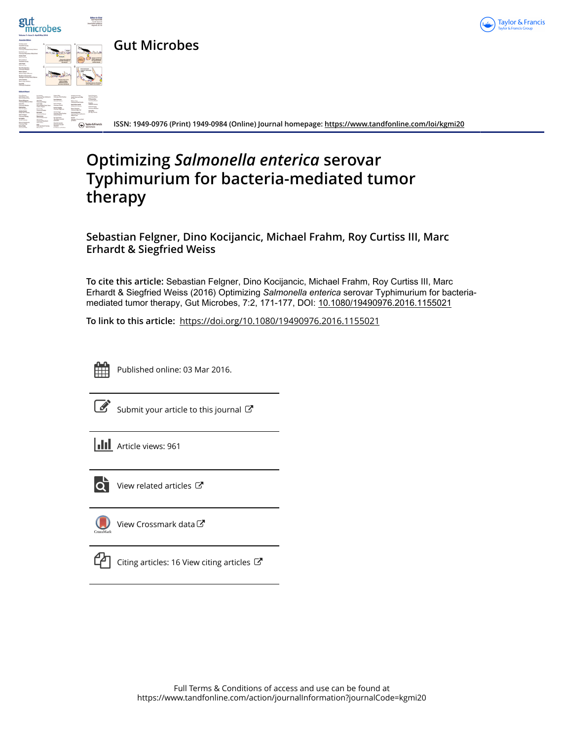Gut Microbes

ISSN: 1949-0976 (Print) 1949-0984 (Online) Journal homepage: https://www.tandfonline.com/loi/kgmi20

# Optimizing *Salmonella enterica* serovar Typhimurium for bacteria-mediated tumor therapy

**Sebastian Felgner, Dino Kocijancic, Michael Frahm, Roy Curtiss III, Marc Erhardt & Siegfried Weiss**

**To cite this article:** Sebastian Felgner, Dino Kocijancic, Michael Frahm, Roy Curtiss III, Marc Erhardt & Siegfried Weiss (2016) Optimizing *Salmonella enterica* serovar Typhimurium for bacteria-mediated tumor therapy, Gut Microbes, 7:2, 171-177, DOI: 10.1080/19490976.2016.1155021

**To link to this article:** https://doi.org/10.1080/19490976.2016.1155021

Published online: 03 Mar 2016.

Submit your article to this journal

Article views: 961

View related articles

View Crossmark data

Citing articles: 16 View citing articles

Full Terms & Conditions of access and use can be found at https://www.tandfonline.com/action/journalInformation?journalCode=kgmi20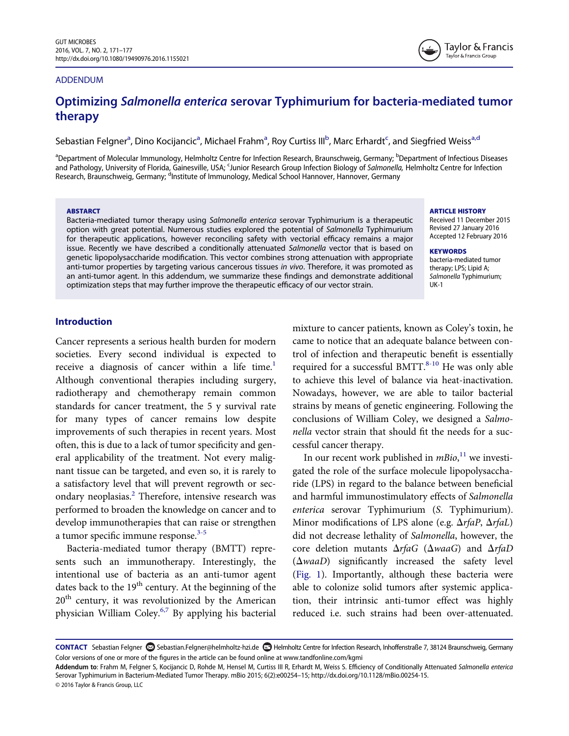ADDENDUM

# Optimizing *Salmonella enterica* serovar Typhimurium for bacteria-mediated tumor therapy

Sebastian Felgner[a], Dino Kocijancic[a], Michael Frahm[a], Roy Curtiss III[b], Marc Erhardt[c], and Siegfried Weiss[a,d]

[a]Department of Molecular Immunology, Helmholtz Centre for Infection Research, Braunschweig, Germany; [b]Department of Infectious Diseases and Pathology, University of Florida, Gainesville, USA; [c]Junior Research Group Infection Biology of *Salmonella*, Helmholtz Centre for Infection Research, Braunschweig, Germany; [d]Institute of Immunology, Medical School Hannover, Hannover, Germany

**ABSTARCT**

Bacteria-mediated tumor therapy using *Salmonella enterica* serovar Typhimurium is a therapeutic option with great potential. Numerous studies explored the potential of *Salmonella* Typhimurium for therapeutic applications, however reconciling safety with vectorial efficacy remains a major issue. Recently we have described a conditionally attenuated *Salmonella* vector that is based on genetic lipopolysaccharide modification. This vector combines strong attenuation with appropriate anti-tumor properties by targeting various cancerous tissues *in vivo*. Therefore, it was promoted as an anti-tumor agent. In this addendum, we summarize these findings and demonstrate additional optimization steps that may further improve the therapeutic efficacy of our vector strain.

**ARTICLE HISTORY**
Received 11 December 2015
Revised 27 January 2016
Accepted 12 February 2016

**KEYWORDS**
bacteria-mediated tumor therapy; LPS; Lipid A; *Salmonella* Typhimurium; UK-1

## Introduction

Cancer represents a serious health burden for modern societies. Every second individual is expected to receive a diagnosis of cancer within a life time.[1] Although conventional therapies including surgery, radiotherapy and chemotherapy remain common standards for cancer treatment, the 5 y survival rate for many types of cancer remains low despite improvements of such therapies in recent years. Most often, this is due to a lack of tumor specificity and general applicability of the treatment. Not every malignant tissue can be targeted, and even so, it is rarely to a satisfactory level that will prevent regrowth or secondary neoplasias.[2] Therefore, intensive research was performed to broaden the knowledge on cancer and to develop immunotherapies that can raise or strengthen a tumor specific immune response.[3-5]

Bacteria-mediated tumor therapy (BMTT) represents such an immunotherapy. Interestingly, the intentional use of bacteria as an anti-tumor agent dates back to the 19[th] century. At the beginning of the 20[th] century, it was revolutionized by the American physician William Coley.[6,7] By applying his bacterial mixture to cancer patients, known as Coley's toxin, he came to notice that an adequate balance between control of infection and therapeutic benefit is essentially required for a successful BMTT.[8-10] He was only able to achieve this level of balance via heat-inactivation. Nowadays, however, we are able to tailor bacterial strains by means of genetic engineering. Following the conclusions of William Coley, we designed a *Salmonella* vector strain that should fit the needs for a successful cancer therapy.

In our recent work published in *mBio*,[11] we investigated the role of the surface molecule lipopolysaccharide (LPS) in regard to the balance between beneficial and harmful immunostimulatory effects of *Salmonella enterica* serovar Typhimurium (*S.* Typhimurium). Minor modifications of LPS alone (e.g. Δ*rfaP*, Δ*rfaL*) did not decrease lethality of *Salmonella*, however, the core deletion mutants Δ*rfaG* (Δ*waaG*) and Δ*rfaD* (Δ*waaD*) significantly increased the safety level (Fig. 1). Importantly, although these bacteria were able to colonize solid tumors after systemic application, their intrinsic anti-tumor effect was highly reduced i.e. such strains had been over-attenuated.

**CONTACT** Sebastian Felgner Sebastian.Felgner@helmholtz-hzi.de Helmholtz Centre for Infection Research, Inhoffenstraße 7, 38124 Braunschweig, Germany
Color versions of one or more of the figures in the article can be found online at www.tandfonline.com/kgmi
**Addendum to**: Frahm M, Felgner S, Kocijancic D, Rohde M, Hensel M, Curtiss III R, Erhardt M, Weiss S. Efficiency of Conditionally Attenuated *Salmonella enterica* Serovar Typhimurium in Bacterium-Mediated Tumor Therapy. mBio 2015; 6(2):e00254–15; http://dx.doi.org/10.1128/mBio.00254-15.
© 2016 Taylor & Francis Group, LLC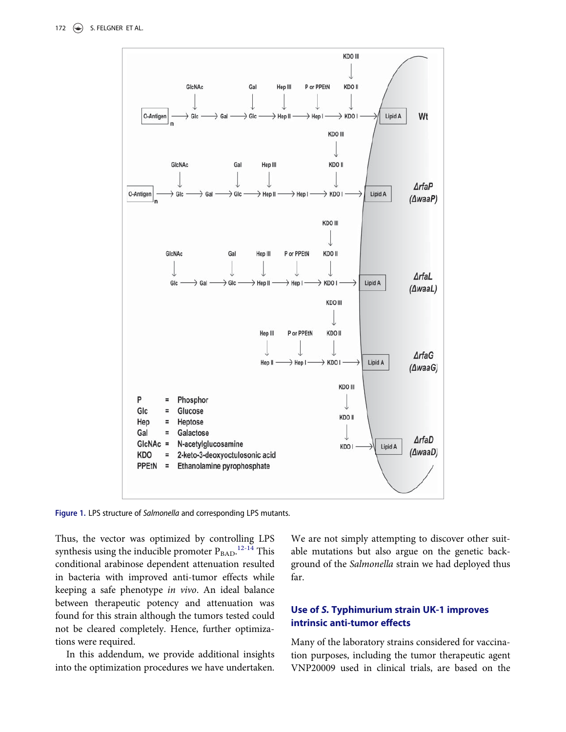Figure 1. LPS structure of *Salmonella* and corresponding LPS mutants.

Thus, the vector was optimized by controlling LPS synthesis using the inducible promoter $P_{BAD}$.[12-14] This conditional arabinose dependent attenuation resulted in bacteria with improved anti-tumor effects while keeping a safe phenotype *in vivo*. An ideal balance between therapeutic potency and attenuation was found for this strain although the tumors tested could not be cleared completely. Hence, further optimizations were required.

In this addendum, we provide additional insights into the optimization procedures we have undertaken. We are not simply attempting to discover other suitable mutations but also argue on the genetic background of the *Salmonella* strain we had deployed thus far.

## Use of *S.* Typhimurium strain UK-1 improves intrinsic anti-tumor effects

Many of the laboratory strains considered for vaccination purposes, including the tumor therapeutic agent VNP20009 used in clinical trials, are based on the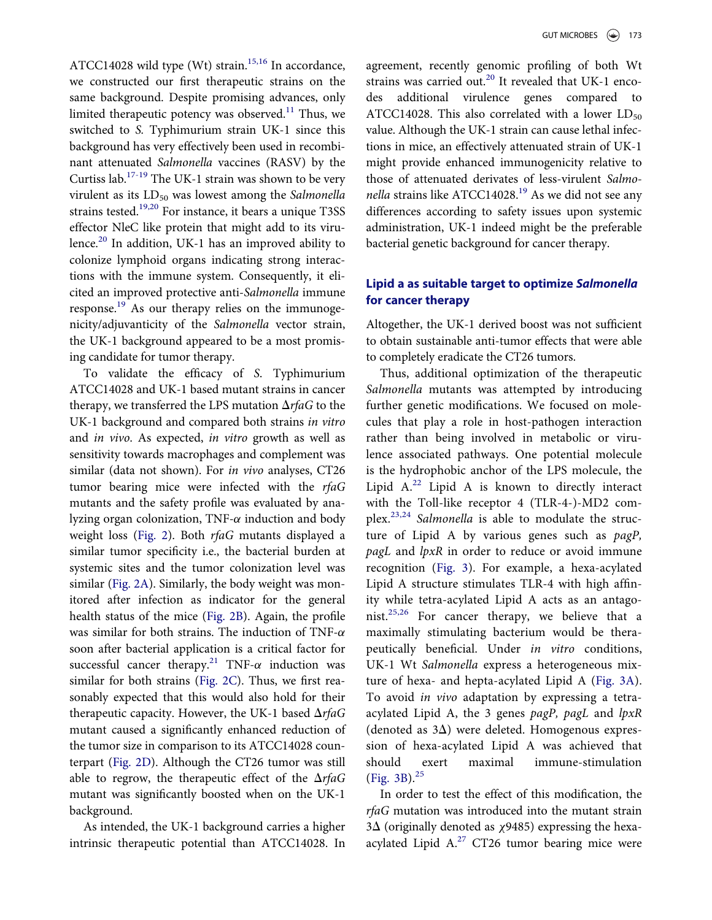ATCC14028 wild type (Wt) strain.[15,16] In accordance, we constructed our first therapeutic strains on the same background. Despite promising advances, only limited therapeutic potency was observed.[11] Thus, we switched to *S.* Typhimurium strain UK-1 since this background has very effectively been used in recombinant attenuated *Salmonella* vaccines (RASV) by the Curtiss lab.[17-19] The UK-1 strain was shown to be very virulent as its $LD_{50}$ was lowest among the *Salmonella* strains tested.[19,20] For instance, it bears a unique T3SS effector NleC like protein that might add to its virulence.[20] In addition, UK-1 has an improved ability to colonize lymphoid organs indicating strong interactions with the immune system. Consequently, it elicited an improved protective anti-*Salmonella* immune response.[19] As our therapy relies on the immunogenicity/adjuvanticity of the *Salmonella* vector strain, the UK-1 background appeared to be a most promising candidate for tumor therapy.

To validate the efficacy of *S.* Typhimurium ATCC14028 and UK-1 based mutant strains in cancer therapy, we transferred the LPS mutation Δ*rfaG* to the UK-1 background and compared both strains *in vitro* and *in vivo*. As expected, *in vitro* growth as well as sensitivity towards macrophages and complement was similar (data not shown). For *in vivo* analyses, CT26 tumor bearing mice were infected with the *rfaG* mutants and the safety profile was evaluated by analyzing organ colonization, TNF-*α* induction and body weight loss (Fig. 2). Both *rfaG* mutants displayed a similar tumor specificity i.e., the bacterial burden at systemic sites and the tumor colonization level was similar (Fig. 2A). Similarly, the body weight was monitored after infection as indicator for the general health status of the mice (Fig. 2B). Again, the profile was similar for both strains. The induction of TNF-*α* soon after bacterial application is a critical factor for successful cancer therapy.[21] TNF-*α* induction was similar for both strains (Fig. 2C). Thus, we first reasonably expected that this would also hold for their therapeutic capacity. However, the UK-1 based Δ*rfaG* mutant caused a significantly enhanced reduction of the tumor size in comparison to its ATCC14028 counterpart (Fig. 2D). Although the CT26 tumor was still able to regrow, the therapeutic effect of the Δ*rfaG* mutant was significantly boosted when on the UK-1 background.

As intended, the UK-1 background carries a higher intrinsic therapeutic potential than ATCC14028. In agreement, recently genomic profiling of both Wt strains was carried out.[20] It revealed that UK-1 encodes additional virulence genes compared to ATCC14028. This also correlated with a lower $LD_{50}$ value. Although the UK-1 strain can cause lethal infections in mice, an effectively attenuated strain of UK-1 might provide enhanced immunogenicity relative to those of attenuated derivates of less-virulent *Salmonella* strains like ATCC14028.[19] As we did not see any differences according to safety issues upon systemic administration, UK-1 indeed might be the preferable bacterial genetic background for cancer therapy.

## Lipid a as suitable target to optimize *Salmonella* for cancer therapy

Altogether, the UK-1 derived boost was not sufficient to obtain sustainable anti-tumor effects that were able to completely eradicate the CT26 tumors.

Thus, additional optimization of the therapeutic *Salmonella* mutants was attempted by introducing further genetic modifications. We focused on molecules that play a role in host-pathogen interaction rather than being involved in metabolic or virulence associated pathways. One potential molecule is the hydrophobic anchor of the LPS molecule, the Lipid A.[22] Lipid A is known to directly interact with the Toll-like receptor 4 (TLR-4-)-MD2 complex.[23,24] *Salmonella* is able to modulate the structure of Lipid A by various genes such as *pagP, pagL* and *lpxR* in order to reduce or avoid immune recognition (Fig. 3). For example, a hexa-acylated Lipid A structure stimulates TLR-4 with high affinity while tetra-acylated Lipid A acts as an antagonist.[25,26] For cancer therapy, we believe that a maximally stimulating bacterium would be therapeutically beneficial. Under *in vitro* conditions, UK-1 Wt *Salmonella* express a heterogeneous mixture of hexa- and hepta-acylated Lipid A (Fig. 3A). To avoid *in vivo* adaptation by expressing a tetra-acylated Lipid A, the 3 genes *pagP, pagL* and *lpxR* (denoted as 3Δ) were deleted. Homogenous expression of hexa-acylated Lipid A was achieved that should exert maximal immune-stimulation (Fig. 3B).[25]

In order to test the effect of this modification, the *rfaG* mutation was introduced into the mutant strain 3Δ (originally denoted as *χ*9485) expressing the hexa-acylated Lipid A.[27] CT26 tumor bearing mice were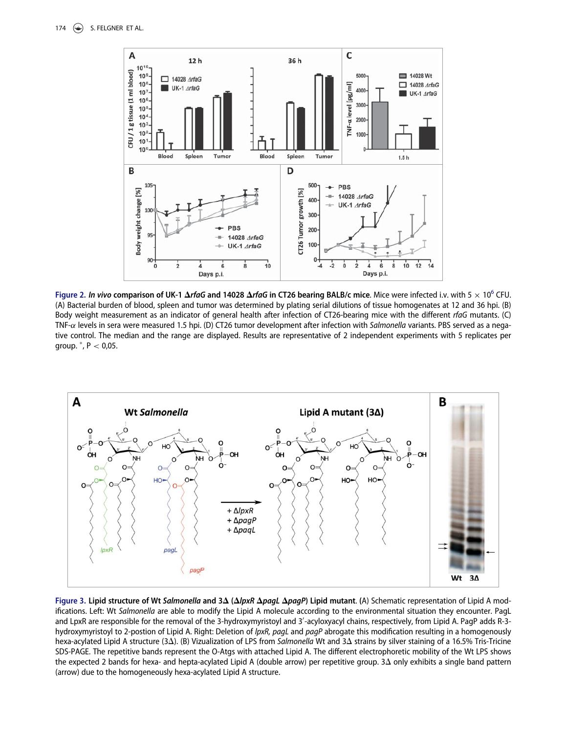**Figure 2.** ***In vivo*** **comparison of UK-1 Δ*rfaG* and 14028 Δ*rfaG* in CT26 bearing BALB/c mice.** Mice were infected i.v. with $5 \times 10^6$ CFU. (A) Bacterial burden of blood, spleen and tumor was determined by plating serial dilutions of tissue homogenates at 12 and 36 hpi. (B) Body weight measurement as an indicator of general health after infection of CT26-bearing mice with the different *rfaG* mutants. (C) TNF-$\alpha$ levels in sera were measured 1.5 hpi. (D) CT26 tumor development after infection with *Salmonella* variants. PBS served as a negative control. The median and the range are displayed. Results are representative of 2 independent experiments with 5 replicates per group. *, P < 0,05.

**Figure 3. Lipid structure of Wt *Salmonella* and 3Δ (Δ*lpxR* Δ*pagL* Δ*pagP*) Lipid mutant**. (A) Schematic representation of Lipid A modifications. Left: Wt *Salmonella* are able to modify the Lipid A molecule according to the environmental situation they encounter. PagL and LpxR are responsible for the removal of the 3-hydroxymyristoyl and 3′-acyloxyacyl chains, respectively, from Lipid A. PagP adds R-3-hydroxymyristoyl to 2-postion of Lipid A. Right: Deletion of *lpxR, pagL* and *pagP* abrogate this modification resulting in a homogenously hexa-acylated Lipid A structure (3Δ). (B) Vizualization of LPS from *Salmonella* Wt and 3Δ strains by silver staining of a 16.5% Tris-Tricine SDS-PAGE. The repetitive bands represent the O-Atgs with attached Lipid A. The different electrophoretic mobility of the Wt LPS shows the expected 2 bands for hexa- and hepta-acylated Lipid A (double arrow) per repetitive group. 3Δ only exhibits a single band pattern (arrow) due to the homogeneously hexa-acylated Lipid A structure.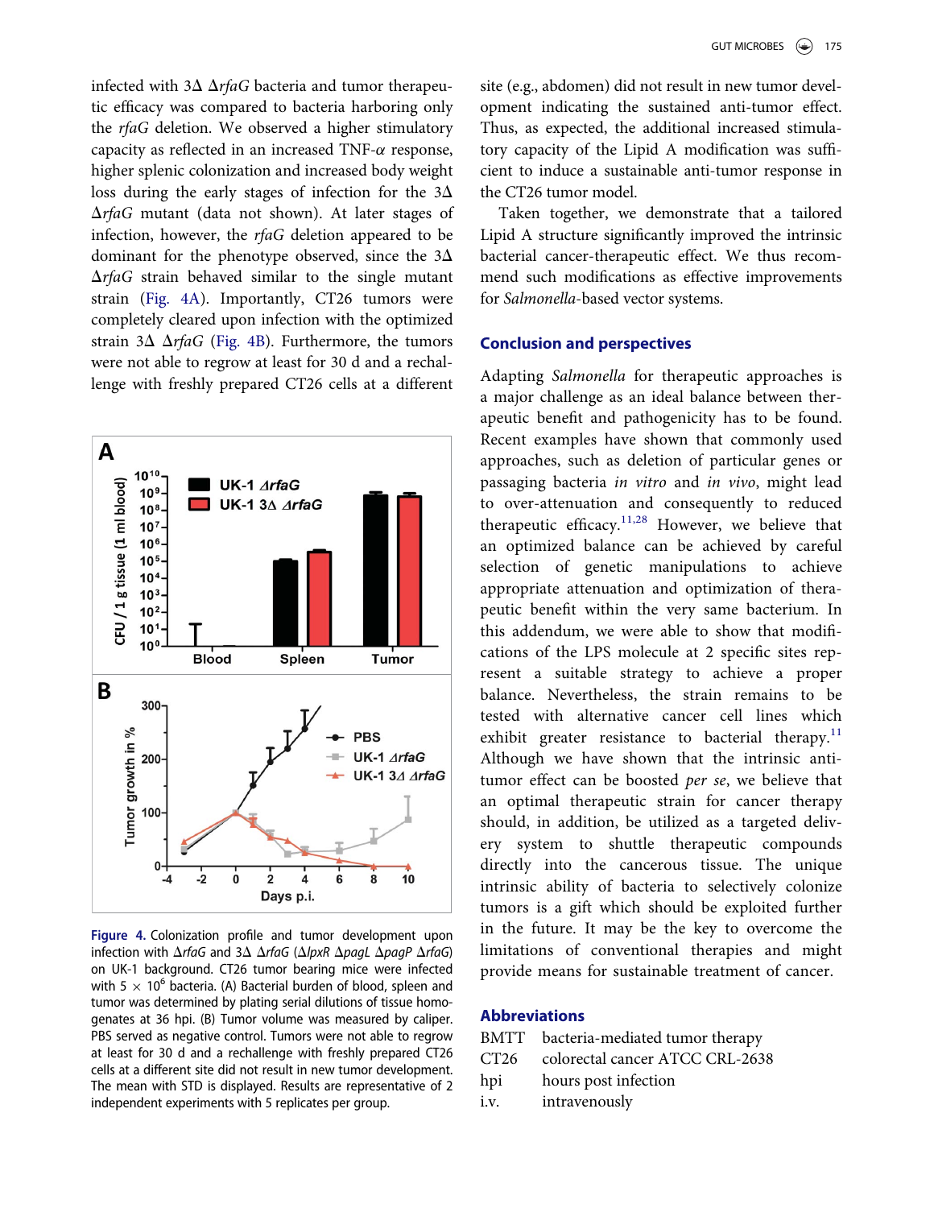infected with 3Δ Δ*rfaG* bacteria and tumor therapeutic efficacy was compared to bacteria harboring only the *rfaG* deletion. We observed a higher stimulatory capacity as reflected in an increased TNF-α response, higher splenic colonization and increased body weight loss during the early stages of infection for the 3Δ Δ*rfaG* mutant (data not shown). At later stages of infection, however, the *rfaG* deletion appeared to be dominant for the phenotype observed, since the 3Δ Δ*rfaG* strain behaved similar to the single mutant strain (Fig. 4A). Importantly, CT26 tumors were completely cleared upon infection with the optimized strain 3Δ Δ*rfaG* (Fig. 4B). Furthermore, the tumors were not able to regrow at least for 30 d and a rechallenge with freshly prepared CT26 cells at a different site (e.g., abdomen) did not result in new tumor development indicating the sustained anti-tumor effect. Thus, as expected, the additional increased stimulatory capacity of the Lipid A modification was sufficient to induce a sustainable anti-tumor response in the CT26 tumor model.

Figure 4. Colonization profile and tumor development upon infection with Δ*rfaG* and 3Δ Δ*rfaG* (Δ*lpxR* Δ*pagL* Δ*pagP* Δ*rfaG*) on UK-1 background. CT26 tumor bearing mice were infected with 5 × $10^6$ bacteria. (A) Bacterial burden of blood, spleen and tumor was determined by plating serial dilutions of tissue homogenates at 36 hpi. (B) Tumor volume was measured by caliper. PBS served as negative control. Tumors were not able to regrow at least for 30 d and a rechallenge with freshly prepared CT26 cells at a different site did not result in new tumor development. The mean with STD is displayed. Results are representative of 2 independent experiments with 5 replicates per group.

Taken together, we demonstrate that a tailored Lipid A structure significantly improved the intrinsic bacterial cancer-therapeutic effect. We thus recommend such modifications as effective improvements for *Salmonella*-based vector systems.

## Conclusion and perspectives

Adapting *Salmonella* for therapeutic approaches is a major challenge as an ideal balance between therapeutic benefit and pathogenicity has to be found. Recent examples have shown that commonly used approaches, such as deletion of particular genes or passaging bacteria *in vitro* and *in vivo*, might lead to over-attenuation and consequently to reduced therapeutic efficacy.[11,28] However, we believe that an optimized balance can be achieved by careful selection of genetic manipulations to achieve appropriate attenuation and optimization of therapeutic benefit within the very same bacterium. In this addendum, we were able to show that modifications of the LPS molecule at 2 specific sites represent a suitable strategy to achieve a proper balance. Nevertheless, the strain remains to be tested with alternative cancer cell lines which exhibit greater resistance to bacterial therapy.[11] Although we have shown that the intrinsic anti-tumor effect can be boosted *per se*, we believe that an optimal therapeutic strain for cancer therapy should, in addition, be utilized as a targeted delivery system to shuttle therapeutic compounds directly into the cancerous tissue. The unique intrinsic ability of bacteria to selectively colonize tumors is a gift which should be exploited further in the future. It may be the key to overcome the limitations of conventional therapies and might provide means for sustainable treatment of cancer.

## Abbreviations

| | |
|---|---|
| BMTT | bacteria-mediated tumor therapy |
| CT26 | colorectal cancer ATCC CRL-2638 |
| hpi | hours post infection |
| i.v. | intravenously |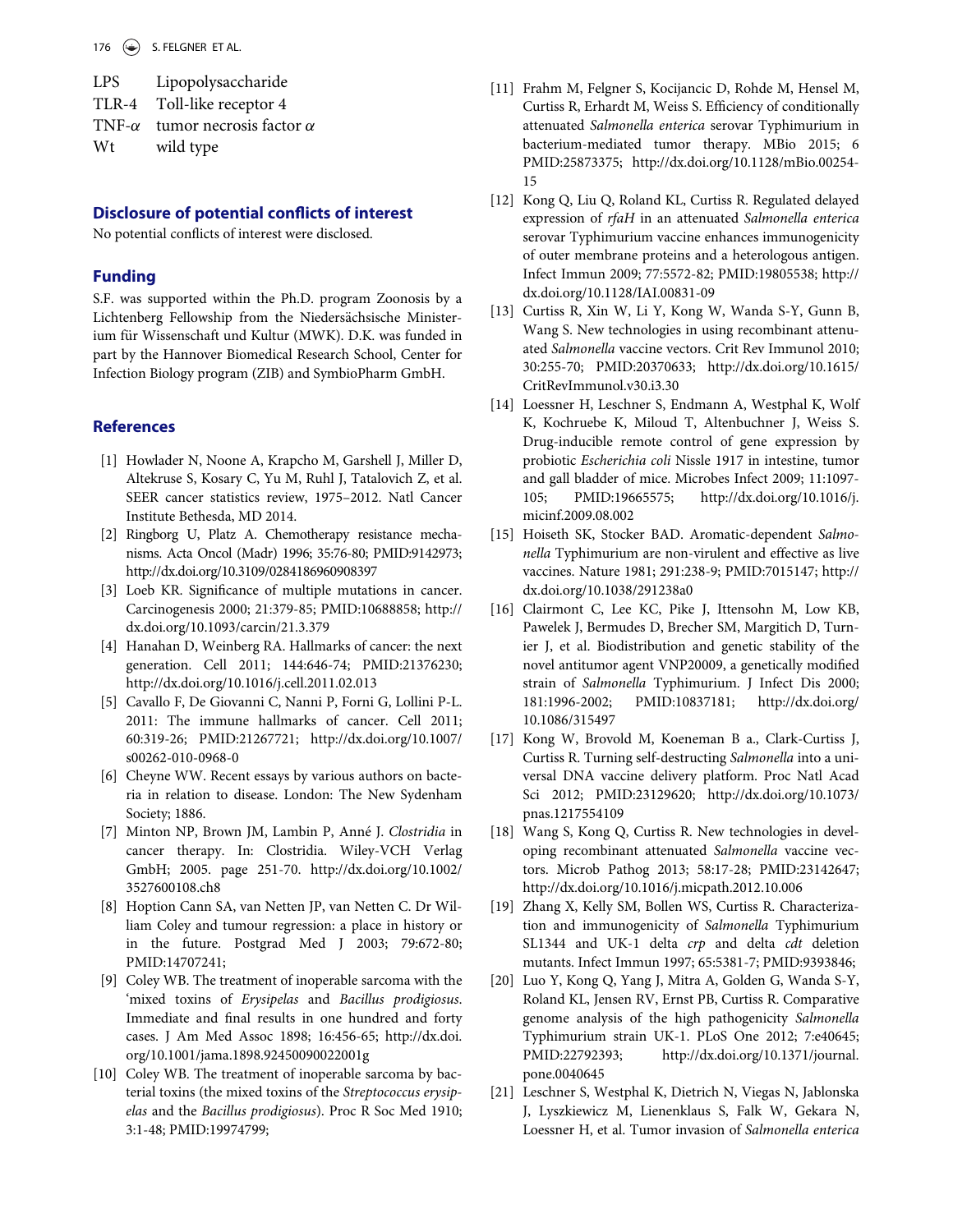| | |
|---|---|
| LPS | Lipopolysaccharide |
| TLR-4 | Toll-like receptor 4 |
| TNF-$\alpha$ | tumor necrosis factor $\alpha$ |
| Wt | wild type |

## Disclosure of potential conflicts of interest

No potential conflicts of interest were disclosed.

## Funding

S.F. was supported within the Ph.D. program Zoonosis by a Lichtenberg Fellowship from the Niedersächsische Ministerium für Wissenschaft und Kultur (MWK). D.K. was funded in part by the Hannover Biomedical Research School, Center for Infection Biology program (ZIB) and SymbioPharm GmbH.

## References

[1] Howlader N, Noone A, Krapcho M, Garshell J, Miller D, Altekruse S, Kosary C, Yu M, Ruhl J, Tatalovich Z, et al. SEER cancer statistics review, 1975–2012. Natl Cancer Institute Bethesda, MD 2014.

[2] Ringborg U, Platz A. Chemotherapy resistance mechanisms. Acta Oncol (Madr) 1996; 35:76-80; PMID:9142973; http://dx.doi.org/10.3109/0284186960908397

[3] Loeb KR. Significance of multiple mutations in cancer. Carcinogenesis 2000; 21:379-85; PMID:10688858; http://dx.doi.org/10.1093/carcin/21.3.379

[4] Hanahan D, Weinberg RA. Hallmarks of cancer: the next generation. Cell 2011; 144:646-74; PMID:21376230; http://dx.doi.org/10.1016/j.cell.2011.02.013

[5] Cavallo F, De Giovanni C, Nanni P, Forni G, Lollini P-L. 2011: The immune hallmarks of cancer. Cell 2011; 60:319-26; PMID:21267721; http://dx.doi.org/10.1007/s00262-010-0968-0

[6] Cheyne WW. Recent essays by various authors on bacteria in relation to disease. London: The New Sydenham Society; 1886.

[7] Minton NP, Brown JM, Lambin P, Anné J. *Clostridia* in cancer therapy. In: Clostridia. Wiley-VCH Verlag GmbH; 2005. page 251-70. http://dx.doi.org/10.1002/3527600108.ch8

[8] Hoption Cann SA, van Netten JP, van Netten C. Dr William Coley and tumour regression: a place in history or in the future. Postgrad Med J 2003; 79:672-80; PMID:14707241;

[9] Coley WB. The treatment of inoperable sarcoma with the 'mixed toxins of *Erysipelas* and *Bacillus prodigiosus*. Immediate and final results in one hundred and forty cases. J Am Med Assoc 1898; 16:456-65; http://dx.doi.org/10.1001/jama.1898.92450090022001g

[10] Coley WB. The treatment of inoperable sarcoma by bacterial toxins (the mixed toxins of the *Streptococcus erysipelas* and the *Bacillus prodigiosus*). Proc R Soc Med 1910; 3:1-48; PMID:19974799;

[11] Frahm M, Felgner S, Kocijancic D, Rohde M, Hensel M, Curtiss R, Erhardt M, Weiss S. Efficiency of conditionally attenuated *Salmonella enterica* serovar Typhimurium in bacterium-mediated tumor therapy. MBio 2015; 6 PMID:25873375; http://dx.doi.org/10.1128/mBio.00254-15

[12] Kong Q, Liu Q, Roland KL, Curtiss R. Regulated delayed expression of *rfaH* in an attenuated *Salmonella enterica* serovar Typhimurium vaccine enhances immunogenicity of outer membrane proteins and a heterologous antigen. Infect Immun 2009; 77:5572-82; PMID:19805538; http://dx.doi.org/10.1128/IAI.00831-09

[13] Curtiss R, Xin W, Li Y, Kong W, Wanda S-Y, Gunn B, Wang S. New technologies in using recombinant attenuated *Salmonella* vaccine vectors. Crit Rev Immunol 2010; 30:255-70; PMID:20370633; http://dx.doi.org/10.1615/CritRevImmunol.v30.i3.30

[14] Loessner H, Leschner S, Endmann A, Westphal K, Wolf K, Kochruebe K, Miloud T, Altenbuchner J, Weiss S. Drug-inducible remote control of gene expression by probiotic *Escherichia coli* Nissle 1917 in intestine, tumor and gall bladder of mice. Microbes Infect 2009; 11:1097-105; PMID:19665575; http://dx.doi.org/10.1016/j.micinf.2009.08.002

[15] Hoiseth SK, Stocker BAD. Aromatic-dependent *Salmonella* Typhimurium are non-virulent and effective as live vaccines. Nature 1981; 291:238-9; PMID:7015147; http://dx.doi.org/10.1038/291238a0

[16] Clairmont C, Lee KC, Pike J, Ittensohn M, Low KB, Pawelek J, Bermudes D, Brecher SM, Margitich D, Turnier J, et al. Biodistribution and genetic stability of the novel antitumor agent VNP20009, a genetically modified strain of *Salmonella* Typhimurium. J Infect Dis 2000; 181:1996-2002; PMID:10837181; http://dx.doi.org/10.1086/315497

[17] Kong W, Brovold M, Koeneman B a., Clark-Curtiss J, Curtiss R. Turning self-destructing *Salmonella* into a universal DNA vaccine delivery platform. Proc Natl Acad Sci 2012; PMID:23129620; http://dx.doi.org/10.1073/pnas.1217554109

[18] Wang S, Kong Q, Curtiss R. New technologies in developing recombinant attenuated *Salmonella* vaccine vectors. Microb Pathog 2013; 58:17-28; PMID:23142647; http://dx.doi.org/10.1016/j.micpath.2012.10.006

[19] Zhang X, Kelly SM, Bollen WS, Curtiss R. Characterization and immunogenicity of *Salmonella* Typhimurium SL1344 and UK-1 delta *crp* and delta *cdt* deletion mutants. Infect Immun 1997; 65:5381-7; PMID:9393846;

[20] Luo Y, Kong Q, Yang J, Mitra A, Golden G, Wanda S-Y, Roland KL, Jensen RV, Ernst PB, Curtiss R. Comparative genome analysis of the high pathogenicity *Salmonella* Typhimurium strain UK-1. PLoS One 2012; 7:e40645; PMID:22792393; http://dx.doi.org/10.1371/journal.pone.0040645

[21] Leschner S, Westphal K, Dietrich N, Viegas N, Jablonska J, Lyszkiewicz M, Lienenklaus S, Falk W, Gekara N, Loessner H, et al. Tumor invasion of *Salmonella enterica*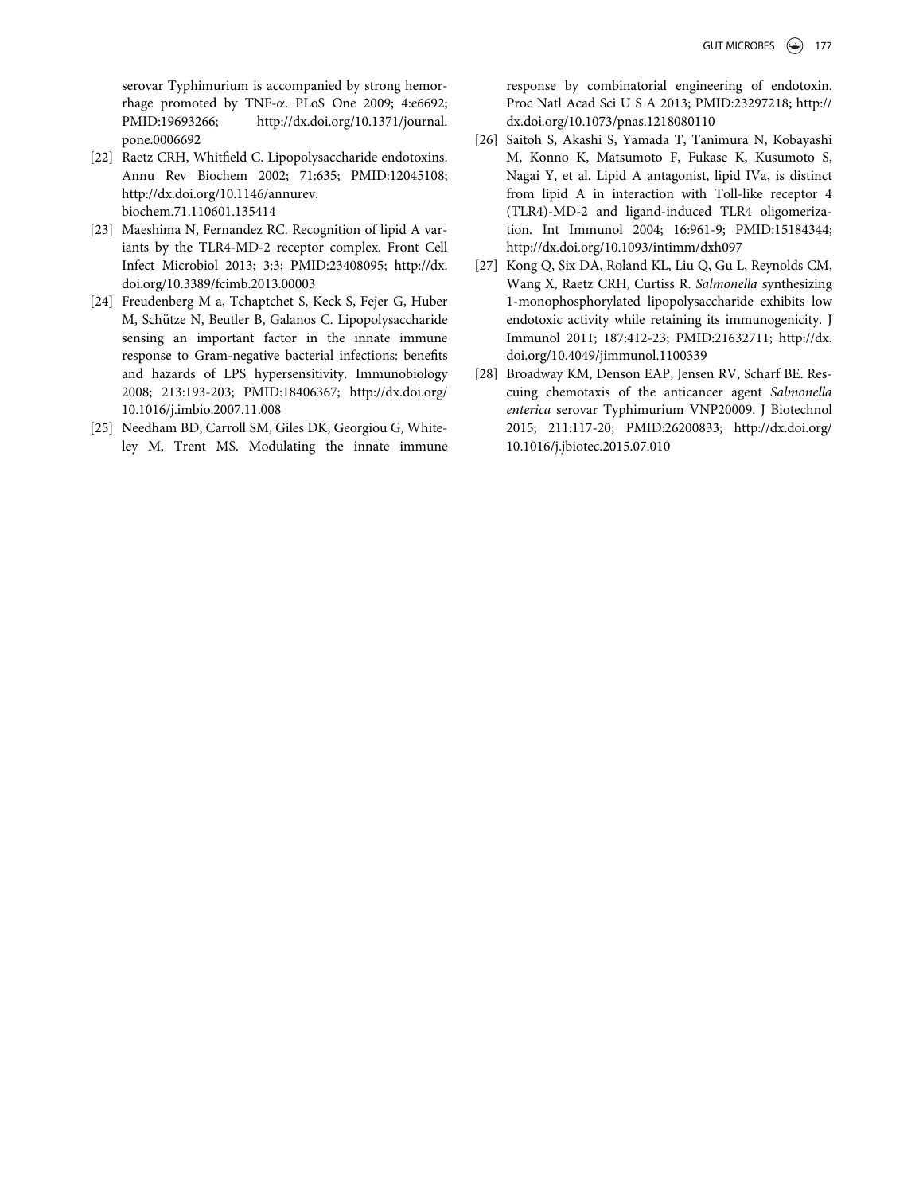serovar Typhimurium is accompanied by strong hemorrhage promoted by TNF-$\alpha$. PLoS One 2009; 4:e6692; PMID:19693266; http://dx.doi.org/10.1371/journal.pone.0006692

[22] Raetz CRH, Whitfield C. Lipopolysaccharide endotoxins. Annu Rev Biochem 2002; 71:635; PMID:12045108; http://dx.doi.org/10.1146/annurev.biochem.71.110601.135414

[23] Maeshima N, Fernandez RC. Recognition of lipid A variants by the TLR4-MD-2 receptor complex. Front Cell Infect Microbiol 2013; 3:3; PMID:23408095; http://dx.doi.org/10.3389/fcimb.2013.00003

[24] Freudenberg M a, Tchaptchet S, Keck S, Fejer G, Huber M, Schütze N, Beutler B, Galanos C. Lipopolysaccharide sensing an important factor in the innate immune response to Gram-negative bacterial infections: benefits and hazards of LPS hypersensitivity. Immunobiology 2008; 213:193-203; PMID:18406367; http://dx.doi.org/10.1016/j.imbio.2007.11.008

[25] Needham BD, Carroll SM, Giles DK, Georgiou G, Whiteley M, Trent MS. Modulating the innate immune response by combinatorial engineering of endotoxin. Proc Natl Acad Sci U S A 2013; PMID:23297218; http://dx.doi.org/10.1073/pnas.1218080110

[26] Saitoh S, Akashi S, Yamada T, Tanimura N, Kobayashi M, Konno K, Matsumoto F, Fukase K, Kusumoto S, Nagai Y, et al. Lipid A antagonist, lipid IVa, is distinct from lipid A in interaction with Toll-like receptor 4 (TLR4)-MD-2 and ligand-induced TLR4 oligomerization. Int Immunol 2004; 16:961-9; PMID:15184344; http://dx.doi.org/10.1093/intimm/dxh097

[27] Kong Q, Six DA, Roland KL, Liu Q, Gu L, Reynolds CM, Wang X, Raetz CRH, Curtiss R. *Salmonella* synthesizing 1-monophosphorylated lipopolysaccharide exhibits low endotoxic activity while retaining its immunogenicity. J Immunol 2011; 187:412-23; PMID:21632711; http://dx.doi.org/10.4049/jimmunol.1100339

[28] Broadway KM, Denson EAP, Jensen RV, Scharf BE. Rescuing chemotaxis of the anticancer agent *Salmonella enterica* serovar Typhimurium VNP20009. J Biotechnol 2015; 211:117-20; PMID:26200833; http://dx.doi.org/10.1016/j.jbiotec.2015.07.010